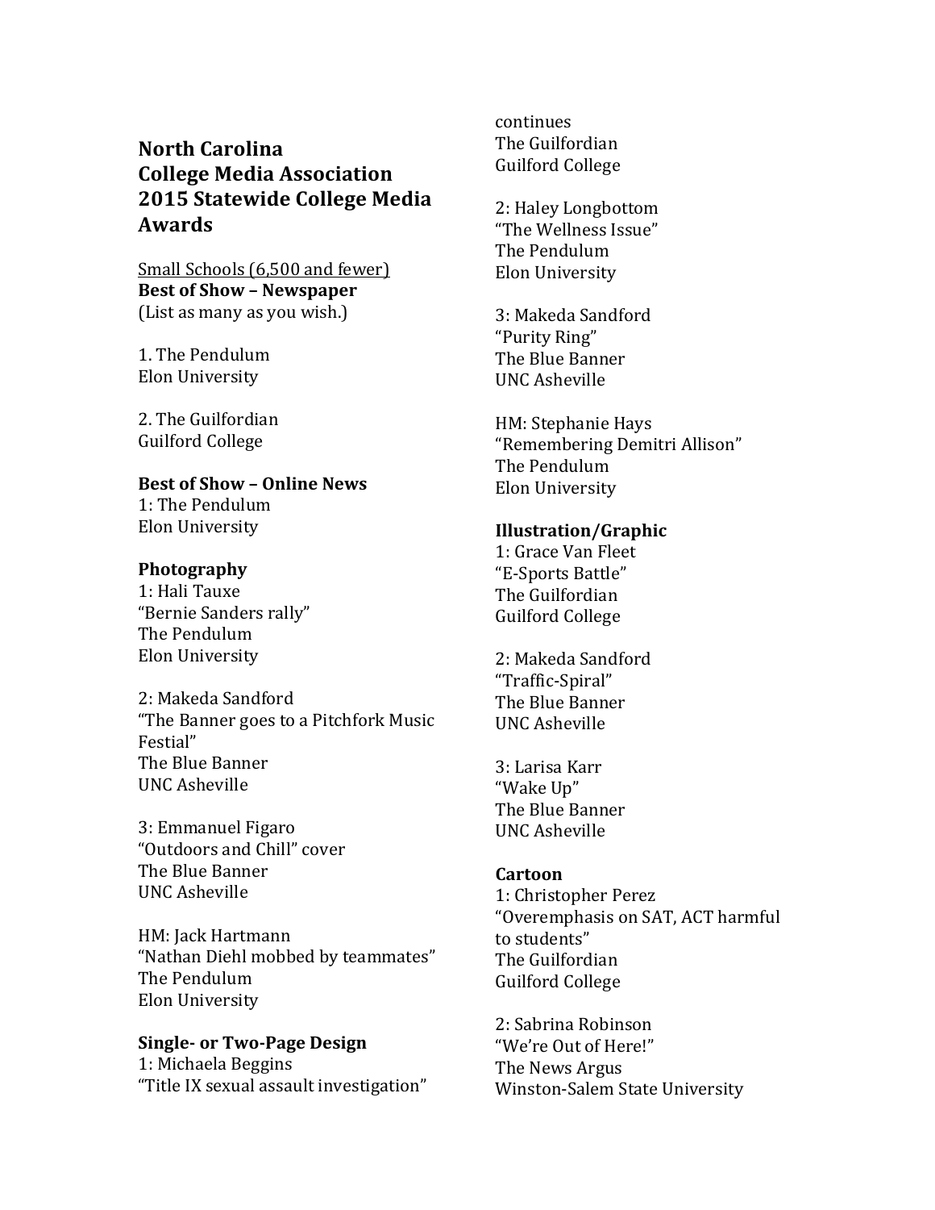# North Carolina College Media Association 2015 Statewide College Media Awards

Small Schools (6,500 and fewer)

**Best of Show – Newspaper**
(List as many as you wish.)

1. The Pendulum
Elon University

2. The Guilfordian
Guilford College

**Best of Show – Online News**

1: The Pendulum
Elon University

**Photography**

1: Hali Tauxe
"Bernie Sanders rally"
The Pendulum
Elon University

2: Makeda Sandford
"The Banner goes to a Pitchfork Music Festial"
The Blue Banner
UNC Asheville

3: Emmanuel Figaro
"Outdoors and Chill" cover
The Blue Banner
UNC Asheville

HM: Jack Hartmann
"Nathan Diehl mobbed by teammates"
The Pendulum
Elon University

**Single- or Two-Page Design**

1: Michaela Beggins
"Title IX sexual assault investigation" continues
The Guilfordian
Guilford College

2: Haley Longbottom
"The Wellness Issue"
The Pendulum
Elon University

3: Makeda Sandford
"Purity Ring"
The Blue Banner
UNC Asheville

HM: Stephanie Hays
"Remembering Demitri Allison"
The Pendulum
Elon University

**Illustration/Graphic**

1: Grace Van Fleet
"E-Sports Battle"
The Guilfordian
Guilford College

2: Makeda Sandford
"Traffic-Spiral"
The Blue Banner
UNC Asheville

3: Larisa Karr
"Wake Up"
The Blue Banner
UNC Asheville

**Cartoon**

1: Christopher Perez
"Overemphasis on SAT, ACT harmful to students"
The Guilfordian
Guilford College

2: Sabrina Robinson
"We're Out of Here!"
The News Argus
Winston-Salem State University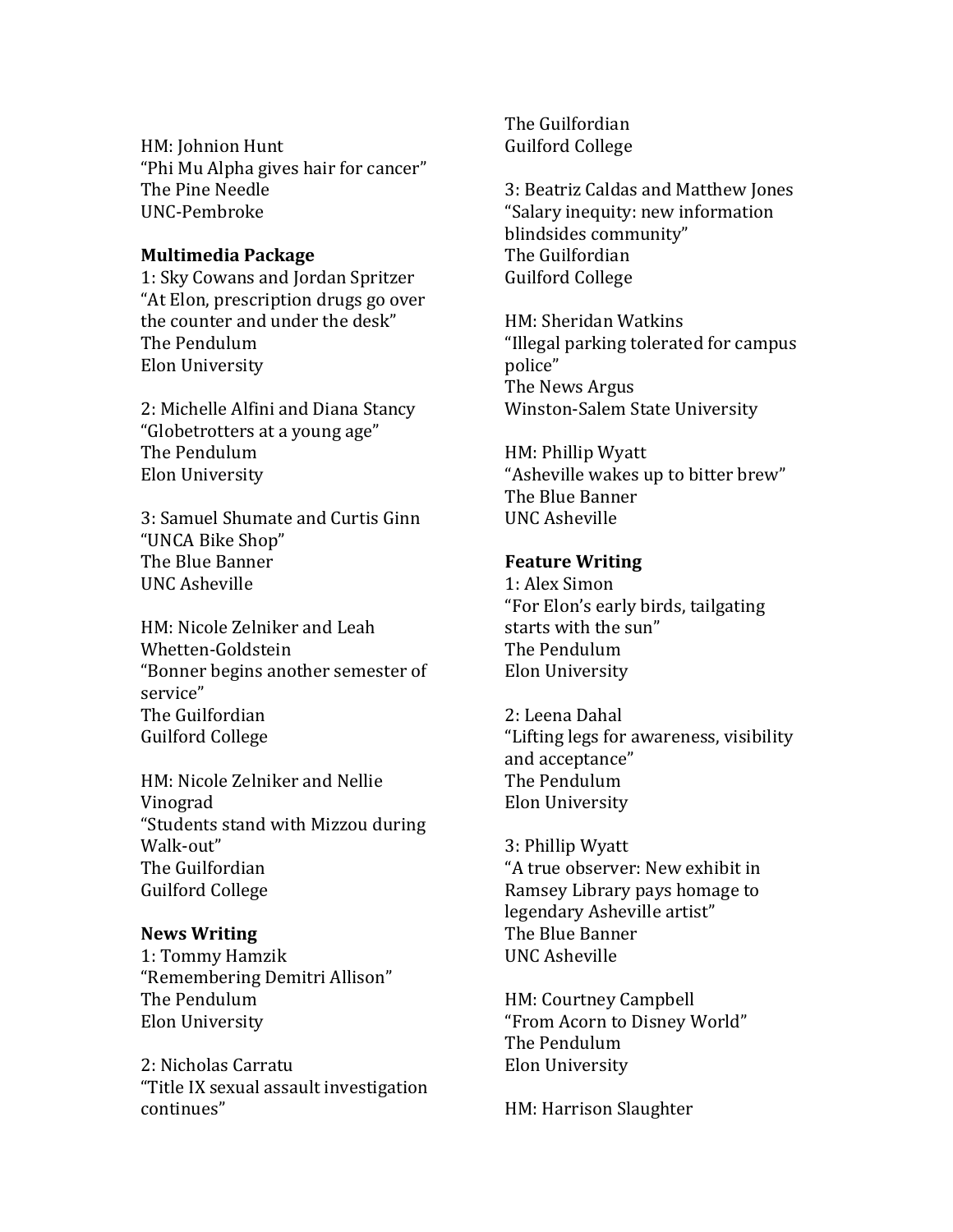HM: Johnion Hunt
"Phi Mu Alpha gives hair for cancer"
The Pine Needle
UNC-Pembroke

**Multimedia Package**

1: Sky Cowans and Jordan Spritzer
"At Elon, prescription drugs go over the counter and under the desk"
The Pendulum
Elon University

2: Michelle Alfini and Diana Stancy
"Globetrotters at a young age"
The Pendulum
Elon University

3: Samuel Shumate and Curtis Ginn
"UNCA Bike Shop"
The Blue Banner
UNC Asheville

HM: Nicole Zelniker and Leah Whetten-Goldstein
"Bonner begins another semester of service"
The Guilfordian
Guilford College

HM: Nicole Zelniker and Nellie Vinograd
"Students stand with Mizzou during Walk-out"
The Guilfordian
Guilford College

**News Writing**

1: Tommy Hamzik
"Remembering Demitri Allison"
The Pendulum
Elon University

2: Nicholas Carratu
"Title IX sexual assault investigation continues"
The Guilfordian
Guilford College

3: Beatriz Caldas and Matthew Jones
"Salary inequity: new information blindsides community"
The Guilfordian
Guilford College

HM: Sheridan Watkins
"Illegal parking tolerated for campus police"
The News Argus
Winston-Salem State University

HM: Phillip Wyatt
"Asheville wakes up to bitter brew"
The Blue Banner
UNC Asheville

**Feature Writing**

1: Alex Simon
"For Elon's early birds, tailgating starts with the sun"
The Pendulum
Elon University

2: Leena Dahal
"Lifting legs for awareness, visibility and acceptance"
The Pendulum
Elon University

3: Phillip Wyatt
"A true observer: New exhibit in Ramsey Library pays homage to legendary Asheville artist"
The Blue Banner
UNC Asheville

HM: Courtney Campbell
"From Acorn to Disney World"
The Pendulum
Elon University

HM: Harrison Slaughter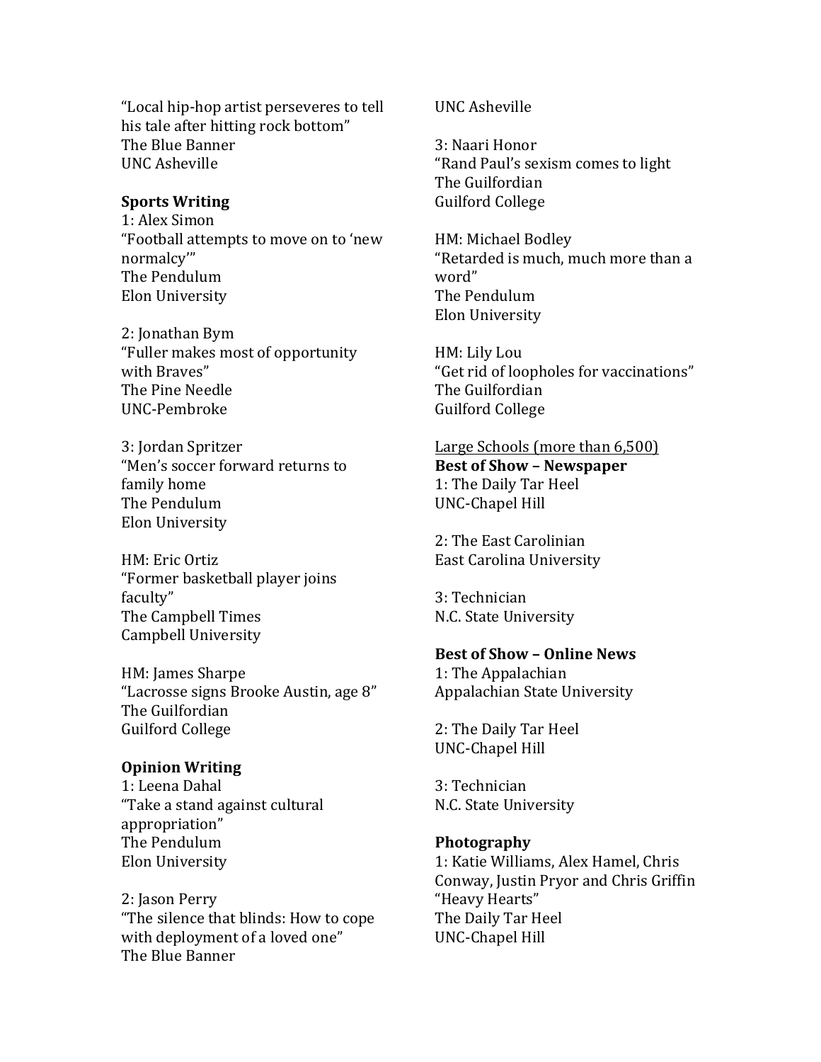"Local hip-hop artist perseveres to tell his tale after hitting rock bottom"
The Blue Banner
UNC Asheville

**Sports Writing**
1: Alex Simon
"Football attempts to move on to 'new normalcy'"
The Pendulum
Elon University

2: Jonathan Bym
"Fuller makes most of opportunity with Braves"
The Pine Needle
UNC-Pembroke

3: Jordan Spritzer
"Men's soccer forward returns to family home
The Pendulum
Elon University

HM: Eric Ortiz
"Former basketball player joins faculty"
The Campbell Times
Campbell University

HM: James Sharpe
"Lacrosse signs Brooke Austin, age 8"
The Guilfordian
Guilford College

**Opinion Writing**
1: Leena Dahal
"Take a stand against cultural appropriation"
The Pendulum
Elon University

2: Jason Perry
"The silence that blinds: How to cope with deployment of a loved one"
The Blue Banner
UNC Asheville

3: Naari Honor
"Rand Paul's sexism comes to light
The Guilfordian
Guilford College

HM: Michael Bodley
"Retarded is much, much more than a word"
The Pendulum
Elon University

HM: Lily Lou
"Get rid of loopholes for vaccinations"
The Guilfordian
Guilford College

<u>Large Schools (more than 6,500)</u>

**Best of Show – Newspaper**
1: The Daily Tar Heel
UNC-Chapel Hill

2: The East Carolinian
East Carolina University

3: Technician
N.C. State University

**Best of Show – Online News**
1: The Appalachian
Appalachian State University

2: The Daily Tar Heel
UNC-Chapel Hill

3: Technician
N.C. State University

**Photography**
1: Katie Williams, Alex Hamel, Chris Conway, Justin Pryor and Chris Griffin
"Heavy Hearts"
The Daily Tar Heel
UNC-Chapel Hill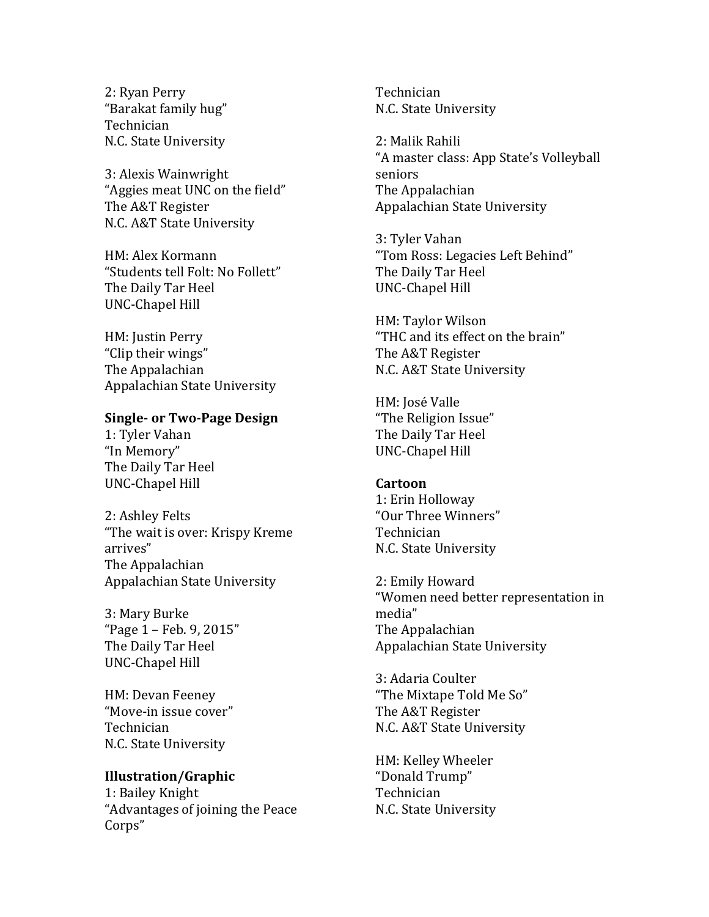2: Ryan Perry
"Barakat family hug"
Technician
N.C. State University

3: Alexis Wainwright
"Aggies meat UNC on the field"
The A&T Register
N.C. A&T State University

HM: Alex Kormann
"Students tell Folt: No Follett"
The Daily Tar Heel
UNC-Chapel Hill

HM: Justin Perry
"Clip their wings"
The Appalachian
Appalachian State University

**Single- or Two-Page Design**
1: Tyler Vahan
"In Memory"
The Daily Tar Heel
UNC-Chapel Hill

2: Ashley Felts
"The wait is over: Krispy Kreme arrives"
The Appalachian
Appalachian State University

3: Mary Burke
"Page 1 – Feb. 9, 2015"
The Daily Tar Heel
UNC-Chapel Hill

HM: Devan Feeney
"Move-in issue cover"
Technician
N.C. State University

**Illustration/Graphic**
1: Bailey Knight
"Advantages of joining the Peace Corps"
Technician
N.C. State University

2: Malik Rahili
"A master class: App State's Volleyball seniors
The Appalachian
Appalachian State University

3: Tyler Vahan
"Tom Ross: Legacies Left Behind"
The Daily Tar Heel
UNC-Chapel Hill

HM: Taylor Wilson
"THC and its effect on the brain"
The A&T Register
N.C. A&T State University

HM: José Valle
"The Religion Issue"
The Daily Tar Heel
UNC-Chapel Hill

**Cartoon**
1: Erin Holloway
"Our Three Winners"
Technician
N.C. State University

2: Emily Howard
"Women need better representation in media"
The Appalachian
Appalachian State University

3: Adaria Coulter
"The Mixtape Told Me So"
The A&T Register
N.C. A&T State University

HM: Kelley Wheeler
"Donald Trump"
Technician
N.C. State University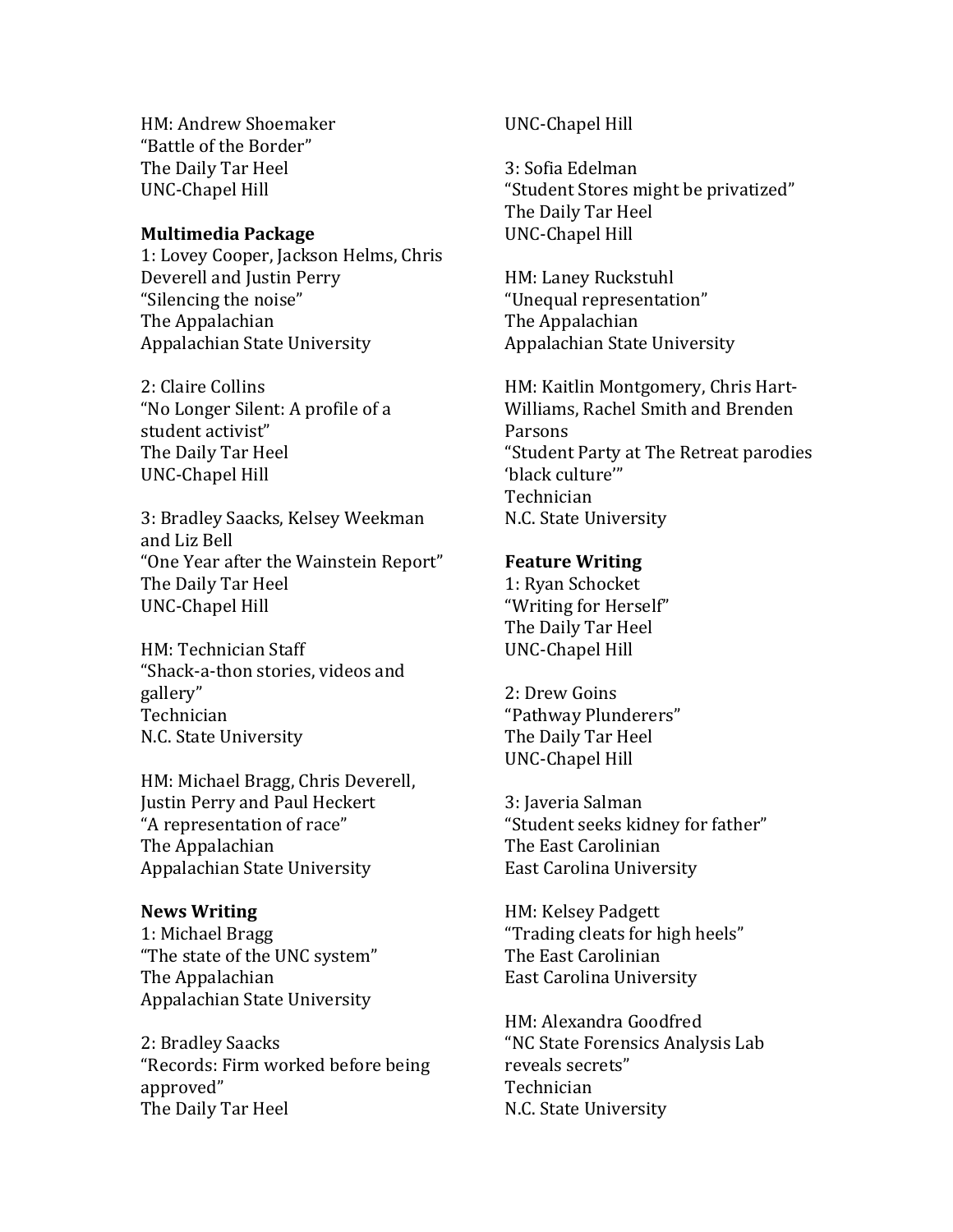HM: Andrew Shoemaker
"Battle of the Border"
The Daily Tar Heel
UNC-Chapel Hill

**Multimedia Package**

1: Lovey Cooper, Jackson Helms, Chris Deverell and Justin Perry
"Silencing the noise"
The Appalachian
Appalachian State University

2: Claire Collins
"No Longer Silent: A profile of a student activist"
The Daily Tar Heel
UNC-Chapel Hill

3: Bradley Saacks, Kelsey Weekman and Liz Bell
"One Year after the Wainstein Report"
The Daily Tar Heel
UNC-Chapel Hill

HM: Technician Staff
"Shack-a-thon stories, videos and gallery"
Technician
N.C. State University

HM: Michael Bragg, Chris Deverell, Justin Perry and Paul Heckert
"A representation of race"
The Appalachian
Appalachian State University

**News Writing**

1: Michael Bragg
"The state of the UNC system"
The Appalachian
Appalachian State University

2: Bradley Saacks
"Records: Firm worked before being approved"
The Daily Tar Heel
UNC-Chapel Hill

3: Sofia Edelman
"Student Stores might be privatized"
The Daily Tar Heel
UNC-Chapel Hill

HM: Laney Ruckstuhl
"Unequal representation"
The Appalachian
Appalachian State University

HM: Kaitlin Montgomery, Chris Hart-Williams, Rachel Smith and Brenden Parsons
"Student Party at The Retreat parodies 'black culture'"
Technician
N.C. State University

**Feature Writing**

1: Ryan Schocket
"Writing for Herself"
The Daily Tar Heel
UNC-Chapel Hill

2: Drew Goins
"Pathway Plunderers"
The Daily Tar Heel
UNC-Chapel Hill

3: Javeria Salman
"Student seeks kidney for father"
The East Carolinian
East Carolina University

HM: Kelsey Padgett
"Trading cleats for high heels"
The East Carolinian
East Carolina University

HM: Alexandra Goodfred
"NC State Forensics Analysis Lab reveals secrets"
Technician
N.C. State University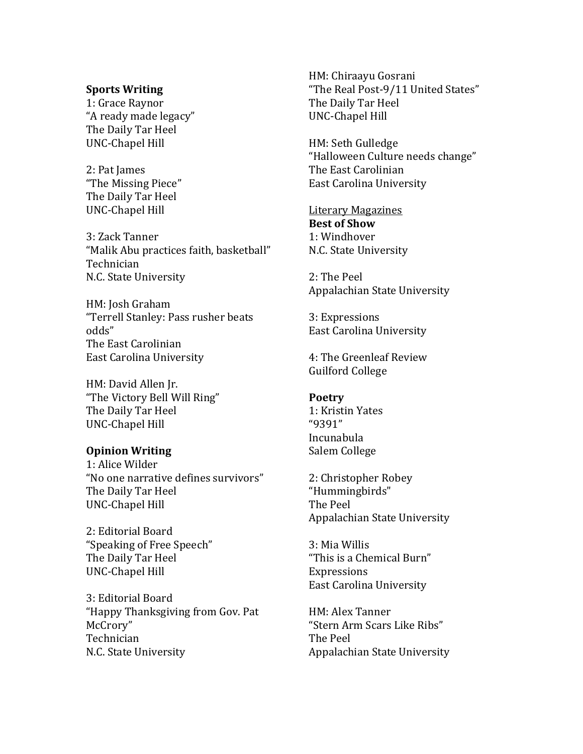**Sports Writing**

1: Grace Raynor
"A ready made legacy"
The Daily Tar Heel
UNC-Chapel Hill

2: Pat James
"The Missing Piece"
The Daily Tar Heel
UNC-Chapel Hill

3: Zack Tanner
"Malik Abu practices faith, basketball"
Technician
N.C. State University

HM: Josh Graham
"Terrell Stanley: Pass rusher beats odds"
The East Carolinian
East Carolina University

HM: David Allen Jr.
"The Victory Bell Will Ring"
The Daily Tar Heel
UNC-Chapel Hill

**Opinion Writing**

1: Alice Wilder
"No one narrative defines survivors"
The Daily Tar Heel
UNC-Chapel Hill

2: Editorial Board
"Speaking of Free Speech"
The Daily Tar Heel
UNC-Chapel Hill

3: Editorial Board
"Happy Thanksgiving from Gov. Pat McCrory"
Technician
N.C. State University

HM: Chiraayu Gosrani
"The Real Post-9/11 United States"
The Daily Tar Heel
UNC-Chapel Hill

HM: Seth Gulledge
"Halloween Culture needs change"
The East Carolinian
East Carolina University

<u>Literary Magazines</u>

**Best of Show**

1: Windhover
N.C. State University

2: The Peel
Appalachian State University

3: Expressions
East Carolina University

4: The Greenleaf Review
Guilford College

**Poetry**

1: Kristin Yates
"9391"
Incunabula
Salem College

2: Christopher Robey
"Hummingbirds"
The Peel
Appalachian State University

3: Mia Willis
"This is a Chemical Burn"
Expressions
East Carolina University

HM: Alex Tanner
"Stern Arm Scars Like Ribs"
The Peel
Appalachian State University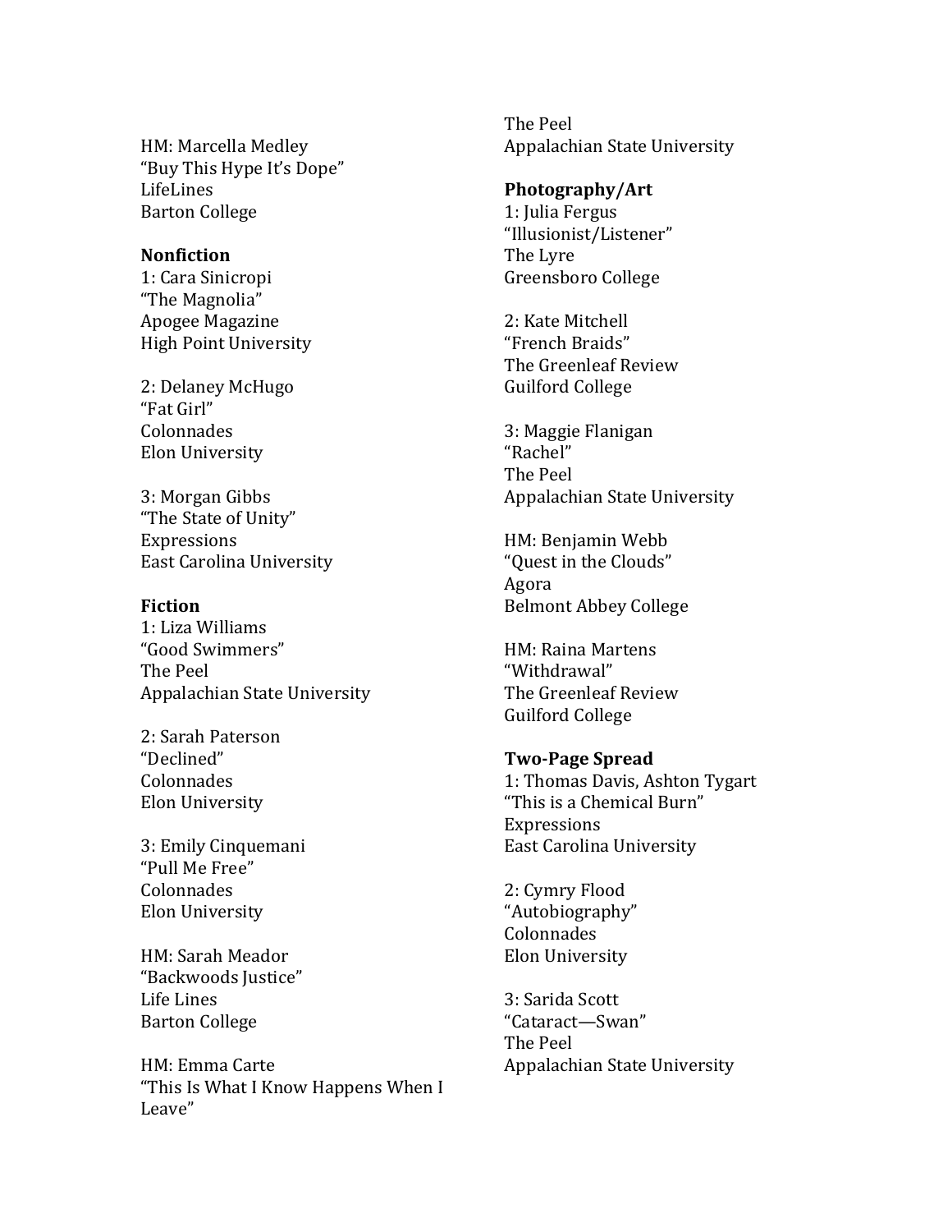HM: Marcella Medley
"Buy This Hype It's Dope"
LifeLines
Barton College

**Nonfiction**

1: Cara Sinicropi
"The Magnolia"
Apogee Magazine
High Point University

2: Delaney McHugo
"Fat Girl"
Colonnades
Elon University

3: Morgan Gibbs
"The State of Unity"
Expressions
East Carolina University

**Fiction**

1: Liza Williams
"Good Swimmers"
The Peel
Appalachian State University

2: Sarah Paterson
"Declined"
Colonnades
Elon University

3: Emily Cinquemani
"Pull Me Free"
Colonnades
Elon University

HM: Sarah Meador
"Backwoods Justice"
Life Lines
Barton College

HM: Emma Carte
"This Is What I Know Happens When I Leave"
The Peel
Appalachian State University

**Photography/Art**

1: Julia Fergus
"Illusionist/Listener"
The Lyre
Greensboro College

2: Kate Mitchell
"French Braids"
The Greenleaf Review
Guilford College

3: Maggie Flanigan
"Rachel"
The Peel
Appalachian State University

HM: Benjamin Webb
"Quest in the Clouds"
Agora
Belmont Abbey College

HM: Raina Martens
"Withdrawal"
The Greenleaf Review
Guilford College

**Two-Page Spread**

1: Thomas Davis, Ashton Tygart
"This is a Chemical Burn"
Expressions
East Carolina University

2: Cymry Flood
"Autobiography"
Colonnades
Elon University

3: Sarida Scott
"Cataract—Swan"
The Peel
Appalachian State University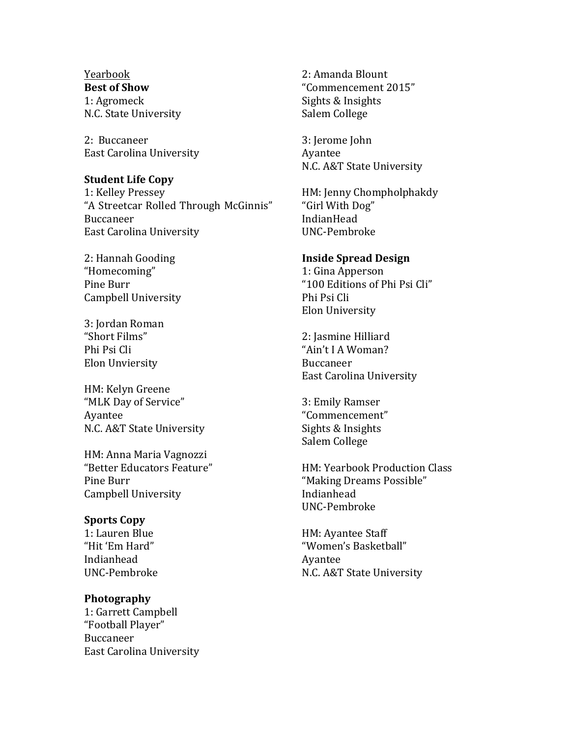Yearbook

**Best of Show**

1: Agromeck
N.C. State University

2: Buccaneer
East Carolina University

**Student Life Copy**

1: Kelley Pressey
"A Streetcar Rolled Through McGinnis"
Buccaneer
East Carolina University

2: Hannah Gooding
"Homecoming"
Pine Burr
Campbell University

3: Jordan Roman
"Short Films"
Phi Psi Cli
Elon Unviersity

HM: Kelyn Greene
"MLK Day of Service"
Ayantee
N.C. A&T State University

HM: Anna Maria Vagnozzi
"Better Educators Feature"
Pine Burr
Campbell University

**Sports Copy**

1: Lauren Blue
"Hit 'Em Hard"
Indianhead
UNC-Pembroke

**Photography**

1: Garrett Campbell
"Football Player"
Buccaneer
East Carolina University

2: Amanda Blount
"Commencement 2015"
Sights & Insights
Salem College

3: Jerome John
Ayantee
N.C. A&T State University

HM: Jenny Chompholphakdy
"Girl With Dog"
IndianHead
UNC-Pembroke

**Inside Spread Design**

1: Gina Apperson
"100 Editions of Phi Psi Cli"
Phi Psi Cli
Elon University

2: Jasmine Hilliard
"Ain't I A Woman?
Buccaneer
East Carolina University

3: Emily Ramser
"Commencement"
Sights & Insights
Salem College

HM: Yearbook Production Class
"Making Dreams Possible"
Indianhead
UNC-Pembroke

HM: Ayantee Staff
"Women's Basketball"
Ayantee
N.C. A&T State University